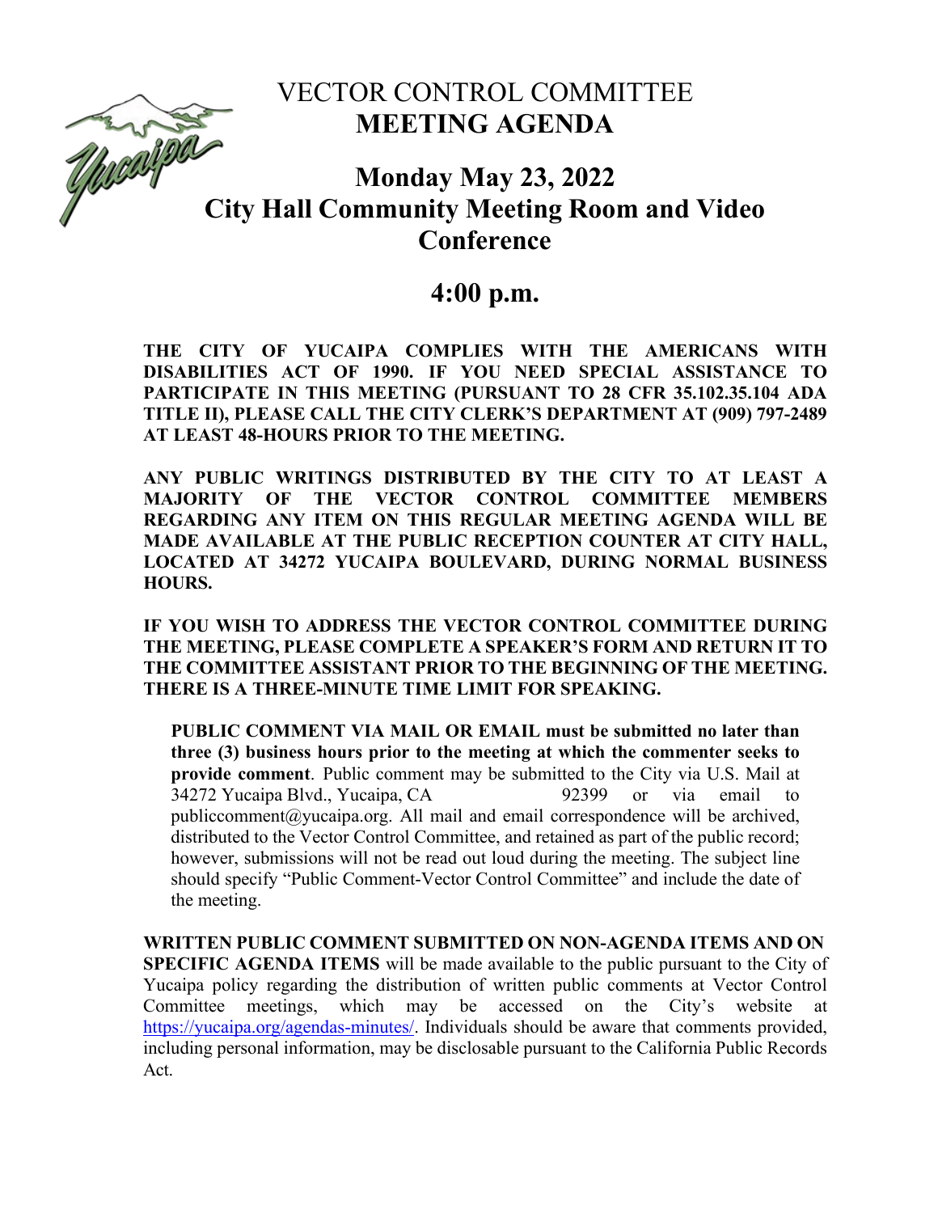# VECTOR CONTROL COMMITTEE
# MEETING AGENDA

## Monday May 23, 2022
## City Hall Community Meeting Room and Video Conference

## 4:00 p.m.

**THE CITY OF YUCAIPA COMPLIES WITH THE AMERICANS WITH DISABILITIES ACT OF 1990. IF YOU NEED SPECIAL ASSISTANCE TO PARTICIPATE IN THIS MEETING (PURSUANT TO 28 CFR 35.102.35.104 ADA TITLE II), PLEASE CALL THE CITY CLERK'S DEPARTMENT AT (909) 797-2489 AT LEAST 48-HOURS PRIOR TO THE MEETING.**

**ANY PUBLIC WRITINGS DISTRIBUTED BY THE CITY TO AT LEAST A MAJORITY OF THE VECTOR CONTROL COMMITTEE MEMBERS REGARDING ANY ITEM ON THIS REGULAR MEETING AGENDA WILL BE MADE AVAILABLE AT THE PUBLIC RECEPTION COUNTER AT CITY HALL, LOCATED AT 34272 YUCAIPA BOULEVARD, DURING NORMAL BUSINESS HOURS.**

**IF YOU WISH TO ADDRESS THE VECTOR CONTROL COMMITTEE DURING THE MEETING, PLEASE COMPLETE A SPEAKER'S FORM AND RETURN IT TO THE COMMITTEE ASSISTANT PRIOR TO THE BEGINNING OF THE MEETING. THERE IS A THREE-MINUTE TIME LIMIT FOR SPEAKING.**

**PUBLIC COMMENT VIA MAIL OR EMAIL must be submitted no later than three (3) business hours prior to the meeting at which the commenter seeks to provide comment**. Public comment may be submitted to the City via U.S. Mail at 34272 Yucaipa Blvd., Yucaipa, CA 92399 or via email to publiccomment@yucaipa.org. All mail and email correspondence will be archived, distributed to the Vector Control Committee, and retained as part of the public record; however, submissions will not be read out loud during the meeting. The subject line should specify "Public Comment-Vector Control Committee" and include the date of the meeting.

**WRITTEN PUBLIC COMMENT SUBMITTED ON NON-AGENDA ITEMS AND ON SPECIFIC AGENDA ITEMS** will be made available to the public pursuant to the City of Yucaipa policy regarding the distribution of written public comments at Vector Control Committee meetings, which may be accessed on the City's website at https://yucaipa.org/agendas-minutes/. Individuals should be aware that comments provided, including personal information, may be disclosable pursuant to the California Public Records Act.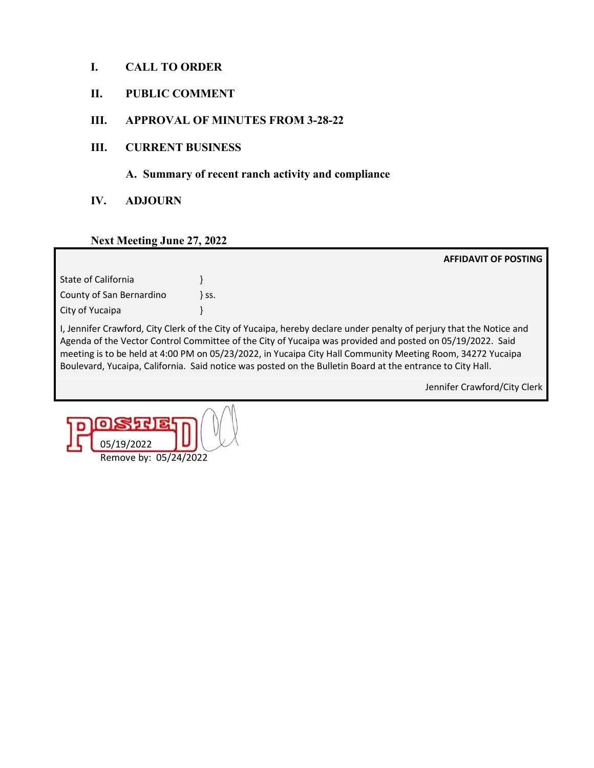**I. CALL TO ORDER**

**II. PUBLIC COMMENT**

**III. APPROVAL OF MINUTES FROM 3-28-22**

**III. CURRENT BUSINESS**

**A. Summary of recent ranch activity and compliance**

**IV. ADJOURN**

**Next Meeting June 27, 2022**

**AFFIDAVIT OF POSTING**

State of California }
County of San Bernardino } ss.
City of Yucaipa }

I, Jennifer Crawford, City Clerk of the City of Yucaipa, hereby declare under penalty of perjury that the Notice and Agenda of the Vector Control Committee of the City of Yucaipa was provided and posted on 05/19/2022. Said meeting is to be held at 4:00 PM on 05/23/2022, in Yucaipa City Hall Community Meeting Room, 34272 Yucaipa Boulevard, Yucaipa, California. Said notice was posted on the Bulletin Board at the entrance to City Hall.

Jennifer Crawford/City Clerk

POSTED
05/19/2022
Remove by: 05/24/2022